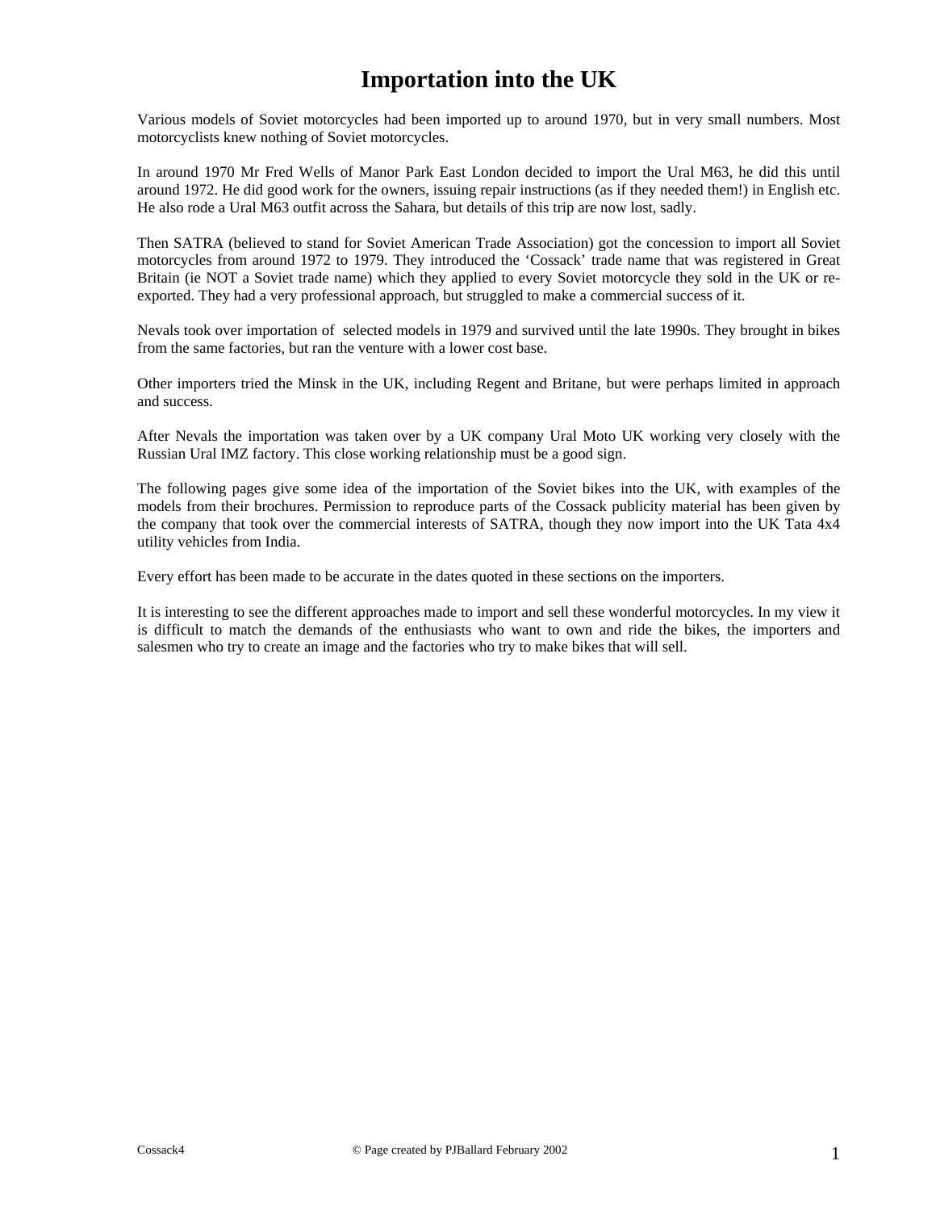# Importation into the UK

Various models of Soviet motorcycles had been imported up to around 1970, but in very small numbers. Most motorcyclists knew nothing of Soviet motorcycles.

In around 1970 Mr Fred Wells of Manor Park East London decided to import the Ural M63, he did this until around 1972. He did good work for the owners, issuing repair instructions (as if they needed them!) in English etc. He also rode a Ural M63 outfit across the Sahara, but details of this trip are now lost, sadly.

Then SATRA (believed to stand for Soviet American Trade Association) got the concession to import all Soviet motorcycles from around 1972 to 1979. They introduced the 'Cossack' trade name that was registered in Great Britain (ie NOT a Soviet trade name) which they applied to every Soviet motorcycle they sold in the UK or re-exported. They had a very professional approach, but struggled to make a commercial success of it.

Nevals took over importation of selected models in 1979 and survived until the late 1990s. They brought in bikes from the same factories, but ran the venture with a lower cost base.

Other importers tried the Minsk in the UK, including Regent and Britane, but were perhaps limited in approach and success.

After Nevals the importation was taken over by a UK company Ural Moto UK working very closely with the Russian Ural IMZ factory. This close working relationship must be a good sign.

The following pages give some idea of the importation of the Soviet bikes into the UK, with examples of the models from their brochures. Permission to reproduce parts of the Cossack publicity material has been given by the company that took over the commercial interests of SATRA, though they now import into the UK Tata 4x4 utility vehicles from India.

Every effort has been made to be accurate in the dates quoted in these sections on the importers.

It is interesting to see the different approaches made to import and sell these wonderful motorcycles. In my view it is difficult to match the demands of the enthusiasts who want to own and ride the bikes, the importers and salesmen who try to create an image and the factories who try to make bikes that will sell.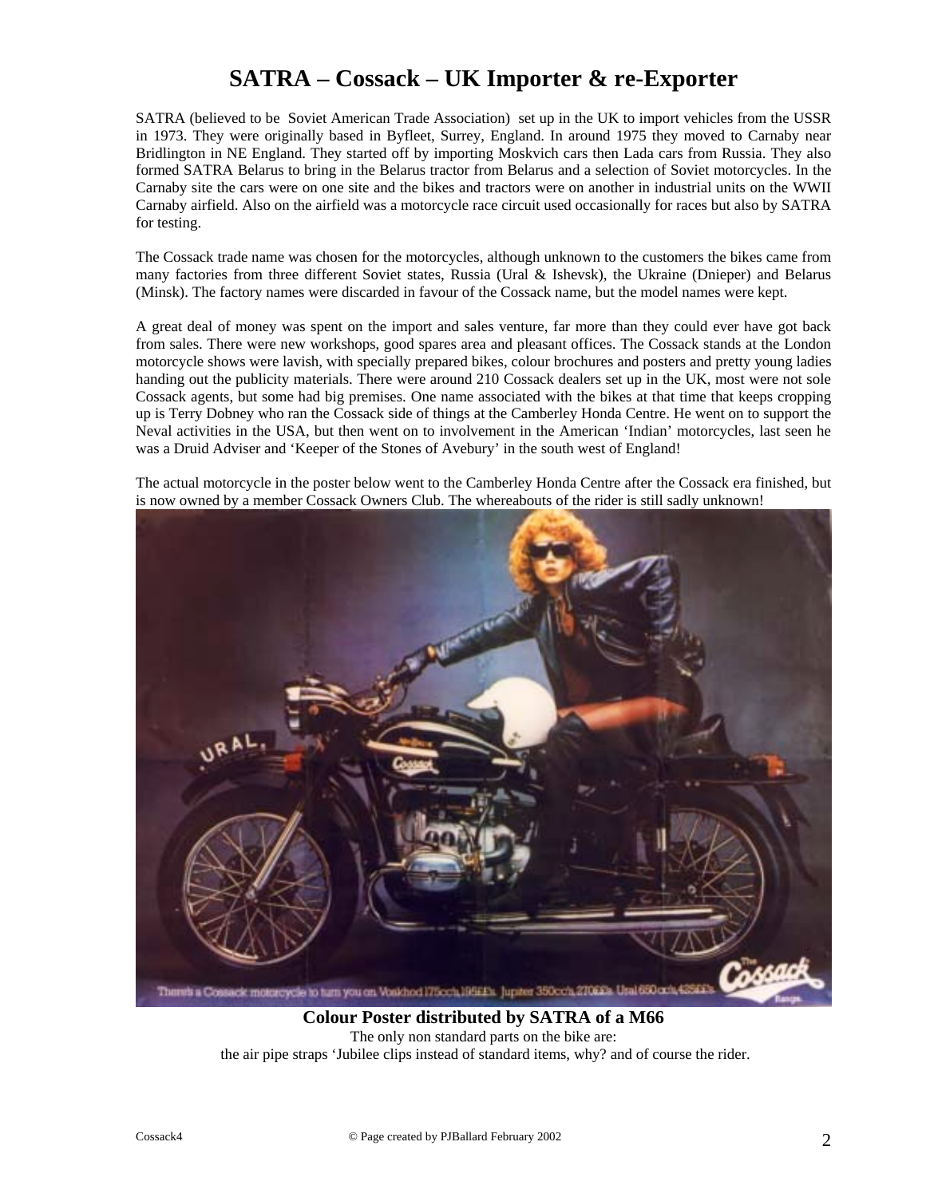# SATRA – Cossack – UK Importer & re-Exporter

SATRA (believed to be Soviet American Trade Association) set up in the UK to import vehicles from the USSR in 1973. They were originally based in Byfleet, Surrey, England. In around 1975 they moved to Carnaby near Bridlington in NE England. They started off by importing Moskvich cars then Lada cars from Russia. They also formed SATRA Belarus to bring in the Belarus tractor from Belarus and a selection of Soviet motorcycles. In the Carnaby site the cars were on one site and the bikes and tractors were on another in industrial units on the WWII Carnaby airfield. Also on the airfield was a motorcycle race circuit used occasionally for races but also by SATRA for testing.

The Cossack trade name was chosen for the motorcycles, although unknown to the customers the bikes came from many factories from three different Soviet states, Russia (Ural & Ishevsk), the Ukraine (Dnieper) and Belarus (Minsk). The factory names were discarded in favour of the Cossack name, but the model names were kept.

A great deal of money was spent on the import and sales venture, far more than they could ever have got back from sales. There were new workshops, good spares area and pleasant offices. The Cossack stands at the London motorcycle shows were lavish, with specially prepared bikes, colour brochures and posters and pretty young ladies handing out the publicity materials. There were around 210 Cossack dealers set up in the UK, most were not sole Cossack agents, but some had big premises. One name associated with the bikes at that time that keeps cropping up is Terry Dobney who ran the Cossack side of things at the Camberley Honda Centre. He went on to support the Neval activities in the USA, but then went on to involvement in the American 'Indian' motorcycles, last seen he was a Druid Adviser and 'Keeper of the Stones of Avebury' in the south west of England!

The actual motorcycle in the poster below went to the Camberley Honda Centre after the Cossack era finished, but is now owned by a member Cossack Owners Club. The whereabouts of the rider is still sadly unknown!

**Colour Poster distributed by SATRA of a M66**

The only non standard parts on the bike are:
the air pipe straps 'Jubilee clips instead of standard items, why? and of course the rider.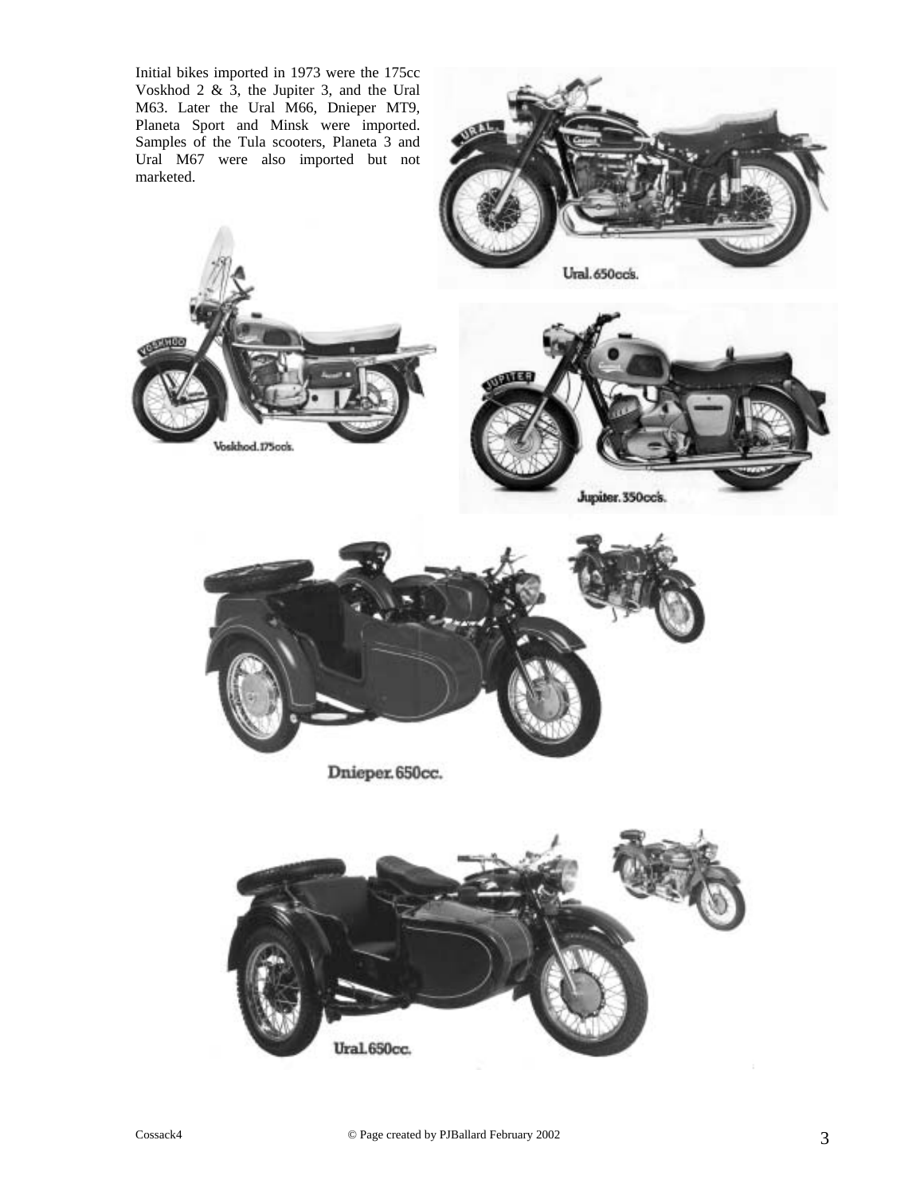Initial bikes imported in 1973 were the 175cc Voskhod 2 & 3, the Jupiter 3, and the Ural M63. Later the Ural M66, Dnieper MT9, Planeta Sport and Minsk were imported. Samples of the Tula scooters, Planeta 3 and Ural M67 were also imported but not marketed.

Ural. 650cc's.

Voskhod. 175cc's.

Jupiter. 350cc's.

Dnieper. 650cc.

Ural. 650cc.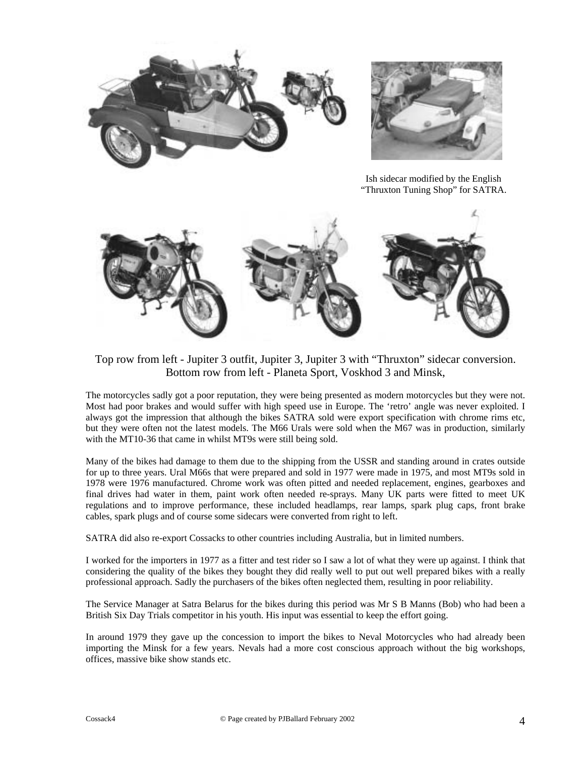Ish sidecar modified by the English "Thruxton Tuning Shop" for SATRA.

Top row from left - Jupiter 3 outfit, Jupiter 3, Jupiter 3 with "Thruxton" sidecar conversion. Bottom row from left - Planeta Sport, Voskhod 3 and Minsk,

The motorcycles sadly got a poor reputation, they were being presented as modern motorcycles but they were not. Most had poor brakes and would suffer with high speed use in Europe. The 'retro' angle was never exploited. I always got the impression that although the bikes SATRA sold were export specification with chrome rims etc, but they were often not the latest models. The M66 Urals were sold when the M67 was in production, similarly with the MT10-36 that came in whilst MT9s were still being sold.

Many of the bikes had damage to them due to the shipping from the USSR and standing around in crates outside for up to three years. Ural M66s that were prepared and sold in 1977 were made in 1975, and most MT9s sold in 1978 were 1976 manufactured. Chrome work was often pitted and needed replacement, engines, gearboxes and final drives had water in them, paint work often needed re-sprays. Many UK parts were fitted to meet UK regulations and to improve performance, these included headlamps, rear lamps, spark plug caps, front brake cables, spark plugs and of course some sidecars were converted from right to left.

SATRA did also re-export Cossacks to other countries including Australia, but in limited numbers.

I worked for the importers in 1977 as a fitter and test rider so I saw a lot of what they were up against. I think that considering the quality of the bikes they bought they did really well to put out well prepared bikes with a really professional approach. Sadly the purchasers of the bikes often neglected them, resulting in poor reliability.

The Service Manager at Satra Belarus for the bikes during this period was Mr S B Manns (Bob) who had been a British Six Day Trials competitor in his youth. His input was essential to keep the effort going.

In around 1979 they gave up the concession to import the bikes to Neval Motorcycles who had already been importing the Minsk for a few years. Nevals had a more cost conscious approach without the big workshops, offices, massive bike show stands etc.